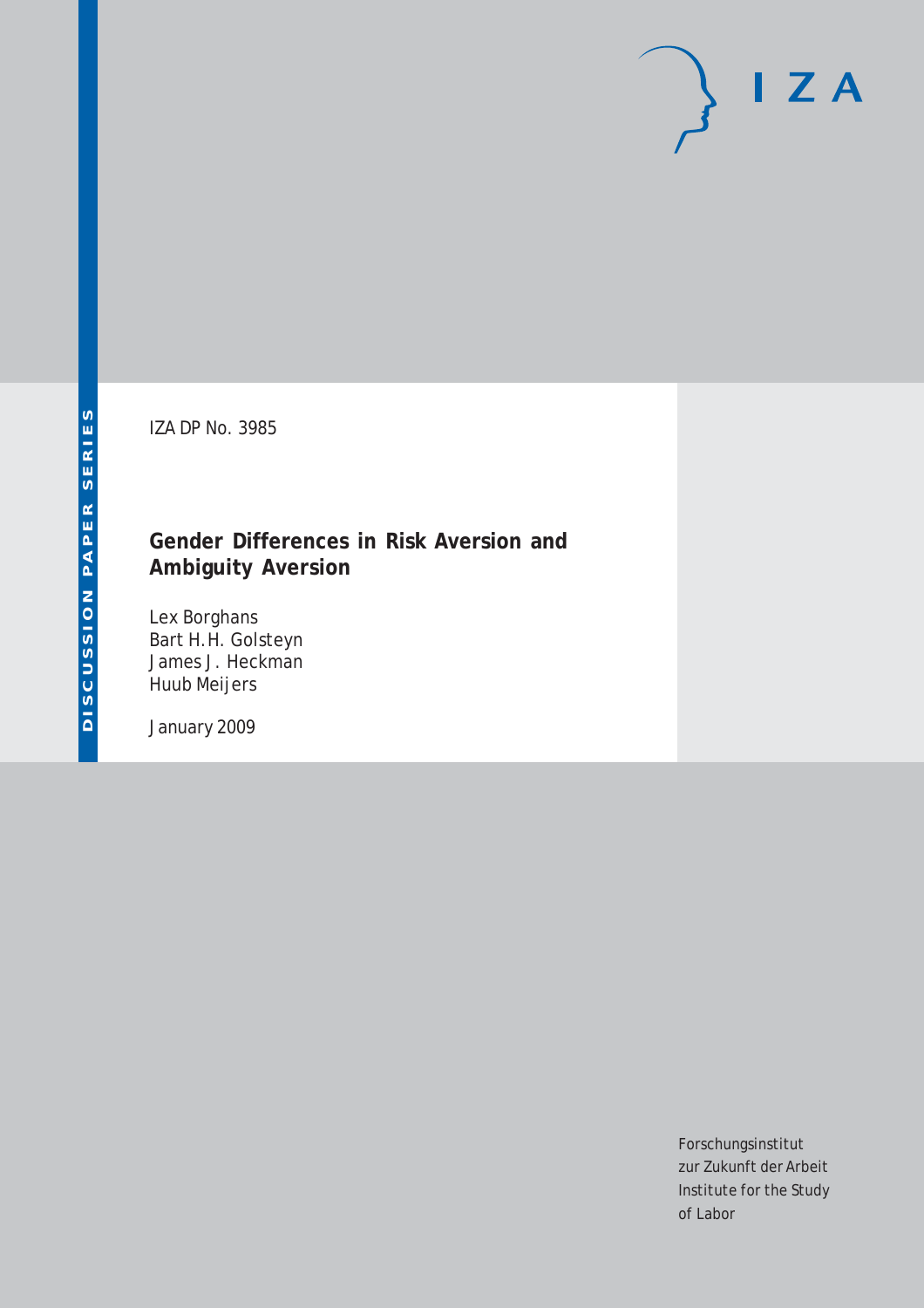DISCUSSION PAPER SERIES

IZA

IZA DP No. 3985

# Gender Differences in Risk Aversion and Ambiguity Aversion

Lex Borghans
Bart H.H. Golsteyn
James J. Heckman
Huub Meijers

January 2009

Forschungsinstitut
zur Zukunft der Arbeit
Institute for the Study
of Labor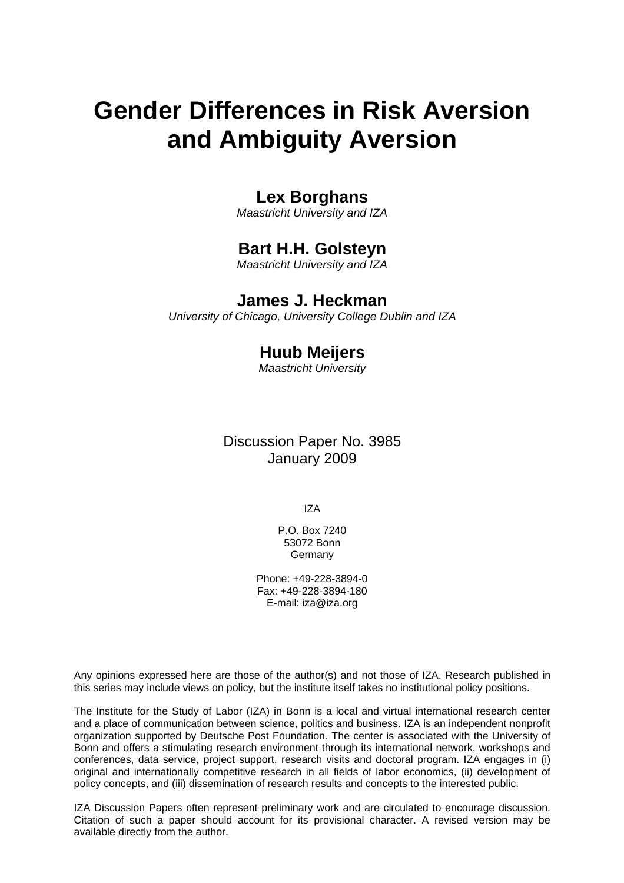# Gender Differences in Risk Aversion and Ambiguity Aversion

**Lex Borghans**
*Maastricht University and IZA*

**Bart H.H. Golsteyn**
*Maastricht University and IZA*

**James J. Heckman**
*University of Chicago, University College Dublin and IZA*

**Huub Meijers**
*Maastricht University*

Discussion Paper No. 3985
January 2009

IZA

P.O. Box 7240
53072 Bonn
Germany

Phone: +49-228-3894-0
Fax: +49-228-3894-180
E-mail: iza@iza.org

Any opinions expressed here are those of the author(s) and not those of IZA. Research published in this series may include views on policy, but the institute itself takes no institutional policy positions.

The Institute for the Study of Labor (IZA) in Bonn is a local and virtual international research center and a place of communication between science, politics and business. IZA is an independent nonprofit organization supported by Deutsche Post Foundation. The center is associated with the University of Bonn and offers a stimulating research environment through its international network, workshops and conferences, data service, project support, research visits and doctoral program. IZA engages in (i) original and internationally competitive research in all fields of labor economics, (ii) development of policy concepts, and (iii) dissemination of research results and concepts to the interested public.

IZA Discussion Papers often represent preliminary work and are circulated to encourage discussion. Citation of such a paper should account for its provisional character. A revised version may be available directly from the author.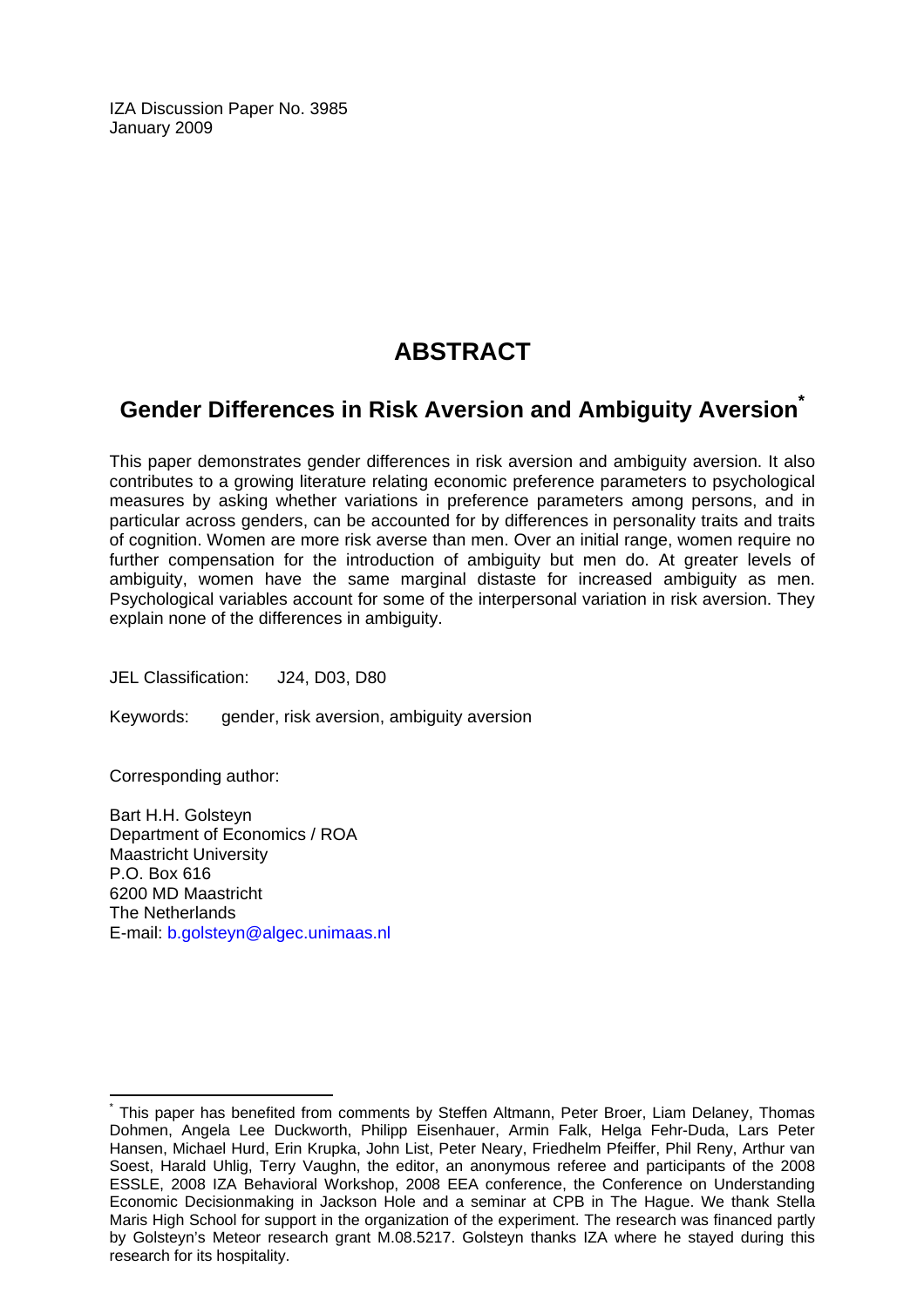IZA Discussion Paper No. 3985
January 2009

# ABSTRACT

## Gender Differences in Risk Aversion and Ambiguity Aversion*

This paper demonstrates gender differences in risk aversion and ambiguity aversion. It also contributes to a growing literature relating economic preference parameters to psychological measures by asking whether variations in preference parameters among persons, and in particular across genders, can be accounted for by differences in personality traits and traits of cognition. Women are more risk averse than men. Over an initial range, women require no further compensation for the introduction of ambiguity but men do. At greater levels of ambiguity, women have the same marginal distaste for increased ambiguity as men. Psychological variables account for some of the interpersonal variation in risk aversion. They explain none of the differences in ambiguity.

JEL Classification: J24, D03, D80

Keywords: gender, risk aversion, ambiguity aversion

Corresponding author:

Bart H.H. Golsteyn
Department of Economics / ROA
Maastricht University
P.O. Box 616
6200 MD Maastricht
The Netherlands
E-mail: b.golsteyn@algec.unimaas.nl

---

* This paper has benefited from comments by Steffen Altmann, Peter Broer, Liam Delaney, Thomas Dohmen, Angela Lee Duckworth, Philipp Eisenhauer, Armin Falk, Helga Fehr-Duda, Lars Peter Hansen, Michael Hurd, Erin Krupka, John List, Peter Neary, Friedhelm Pfeiffer, Phil Reny, Arthur van Soest, Harald Uhlig, Terry Vaughn, the editor, an anonymous referee and participants of the 2008 ESSLE, 2008 IZA Behavioral Workshop, 2008 EEA conference, the Conference on Understanding Economic Decisionmaking in Jackson Hole and a seminar at CPB in The Hague. We thank Stella Maris High School for support in the organization of the experiment. The research was financed partly by Golsteyn's Meteor research grant M.08.5217. Golsteyn thanks IZA where he stayed during this research for its hospitality.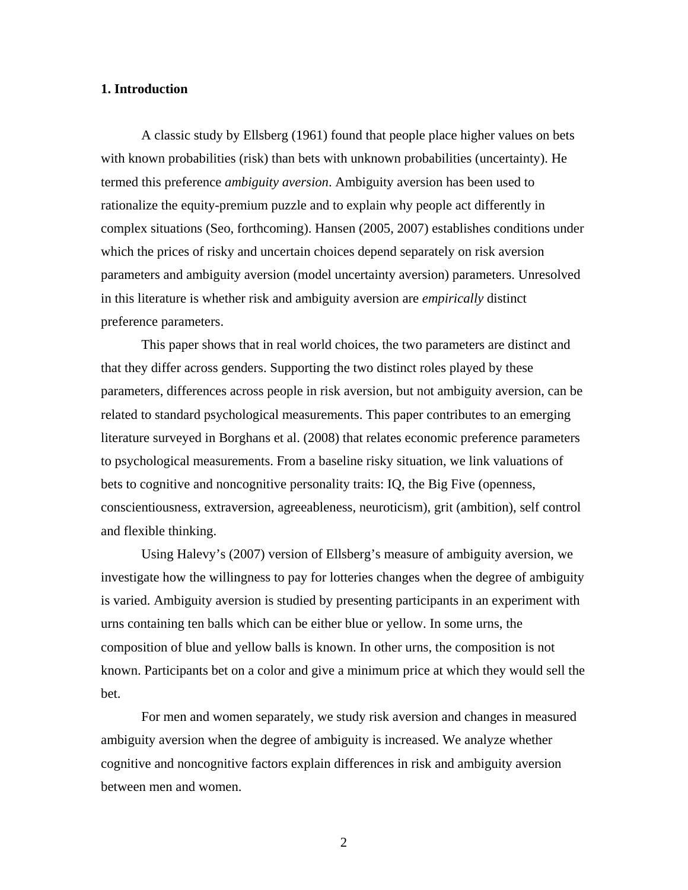## 1. Introduction

A classic study by Ellsberg (1961) found that people place higher values on bets with known probabilities (risk) than bets with unknown probabilities (uncertainty). He termed this preference *ambiguity aversion*. Ambiguity aversion has been used to rationalize the equity-premium puzzle and to explain why people act differently in complex situations (Seo, forthcoming). Hansen (2005, 2007) establishes conditions under which the prices of risky and uncertain choices depend separately on risk aversion parameters and ambiguity aversion (model uncertainty aversion) parameters. Unresolved in this literature is whether risk and ambiguity aversion are *empirically* distinct preference parameters.

This paper shows that in real world choices, the two parameters are distinct and that they differ across genders. Supporting the two distinct roles played by these parameters, differences across people in risk aversion, but not ambiguity aversion, can be related to standard psychological measurements. This paper contributes to an emerging literature surveyed in Borghans et al. (2008) that relates economic preference parameters to psychological measurements. From a baseline risky situation, we link valuations of bets to cognitive and noncognitive personality traits: IQ, the Big Five (openness, conscientiousness, extraversion, agreeableness, neuroticism), grit (ambition), self control and flexible thinking.

Using Halevy's (2007) version of Ellsberg's measure of ambiguity aversion, we investigate how the willingness to pay for lotteries changes when the degree of ambiguity is varied. Ambiguity aversion is studied by presenting participants in an experiment with urns containing ten balls which can be either blue or yellow. In some urns, the composition of blue and yellow balls is known. In other urns, the composition is not known. Participants bet on a color and give a minimum price at which they would sell the bet.

For men and women separately, we study risk aversion and changes in measured ambiguity aversion when the degree of ambiguity is increased. We analyze whether cognitive and noncognitive factors explain differences in risk and ambiguity aversion between men and women.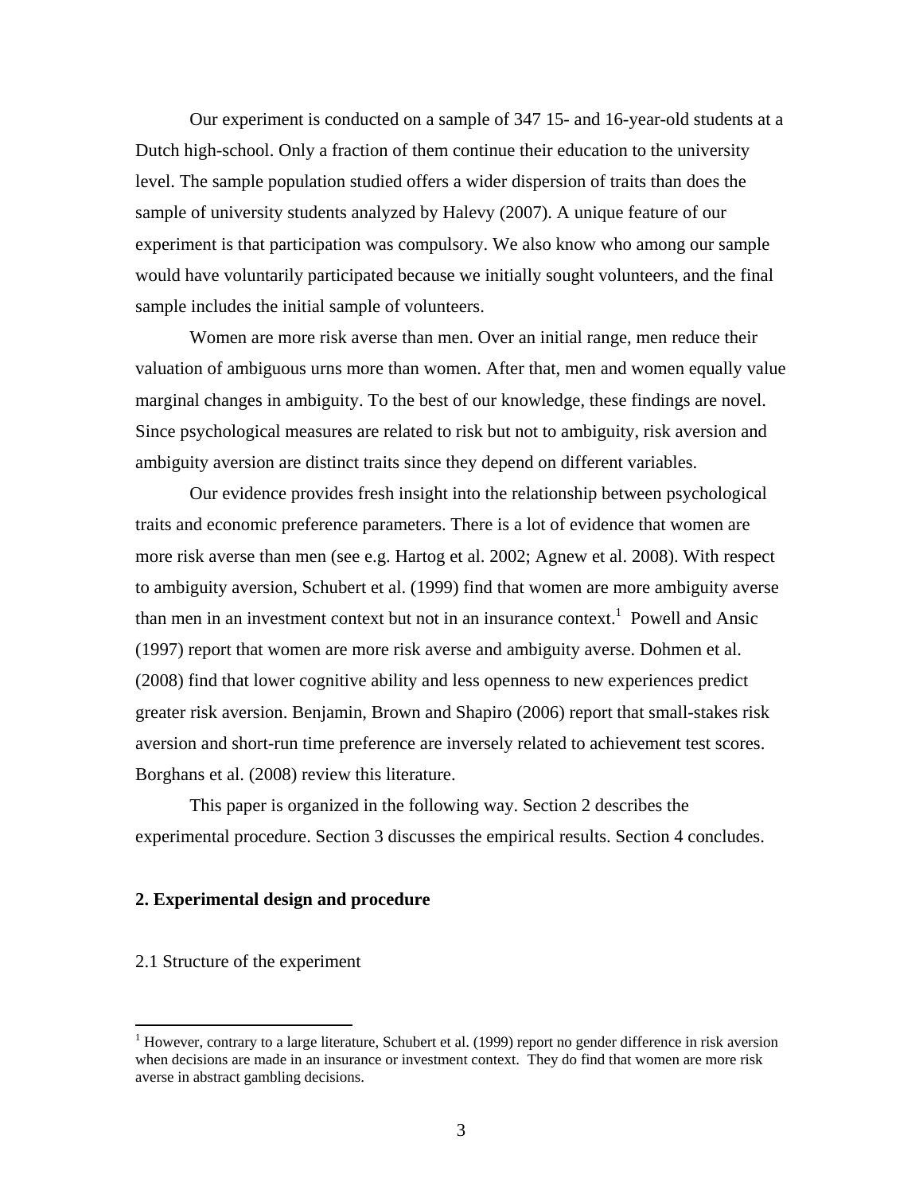Our experiment is conducted on a sample of 347 15- and 16-year-old students at a Dutch high-school. Only a fraction of them continue their education to the university level. The sample population studied offers a wider dispersion of traits than does the sample of university students analyzed by Halevy (2007). A unique feature of our experiment is that participation was compulsory. We also know who among our sample would have voluntarily participated because we initially sought volunteers, and the final sample includes the initial sample of volunteers.

Women are more risk averse than men. Over an initial range, men reduce their valuation of ambiguous urns more than women. After that, men and women equally value marginal changes in ambiguity. To the best of our knowledge, these findings are novel. Since psychological measures are related to risk but not to ambiguity, risk aversion and ambiguity aversion are distinct traits since they depend on different variables.

Our evidence provides fresh insight into the relationship between psychological traits and economic preference parameters. There is a lot of evidence that women are more risk averse than men (see e.g. Hartog et al. 2002; Agnew et al. 2008). With respect to ambiguity aversion, Schubert et al. (1999) find that women are more ambiguity averse than men in an investment context but not in an insurance context.[1] Powell and Ansic (1997) report that women are more risk averse and ambiguity averse. Dohmen et al. (2008) find that lower cognitive ability and less openness to new experiences predict greater risk aversion. Benjamin, Brown and Shapiro (2006) report that small-stakes risk aversion and short-run time preference are inversely related to achievement test scores. Borghans et al. (2008) review this literature.

This paper is organized in the following way. Section 2 describes the experimental procedure. Section 3 discusses the empirical results. Section 4 concludes.

## 2. Experimental design and procedure

### 2.1 Structure of the experiment

[1] However, contrary to a large literature, Schubert et al. (1999) report no gender difference in risk aversion when decisions are made in an insurance or investment context. They do find that women are more risk averse in abstract gambling decisions.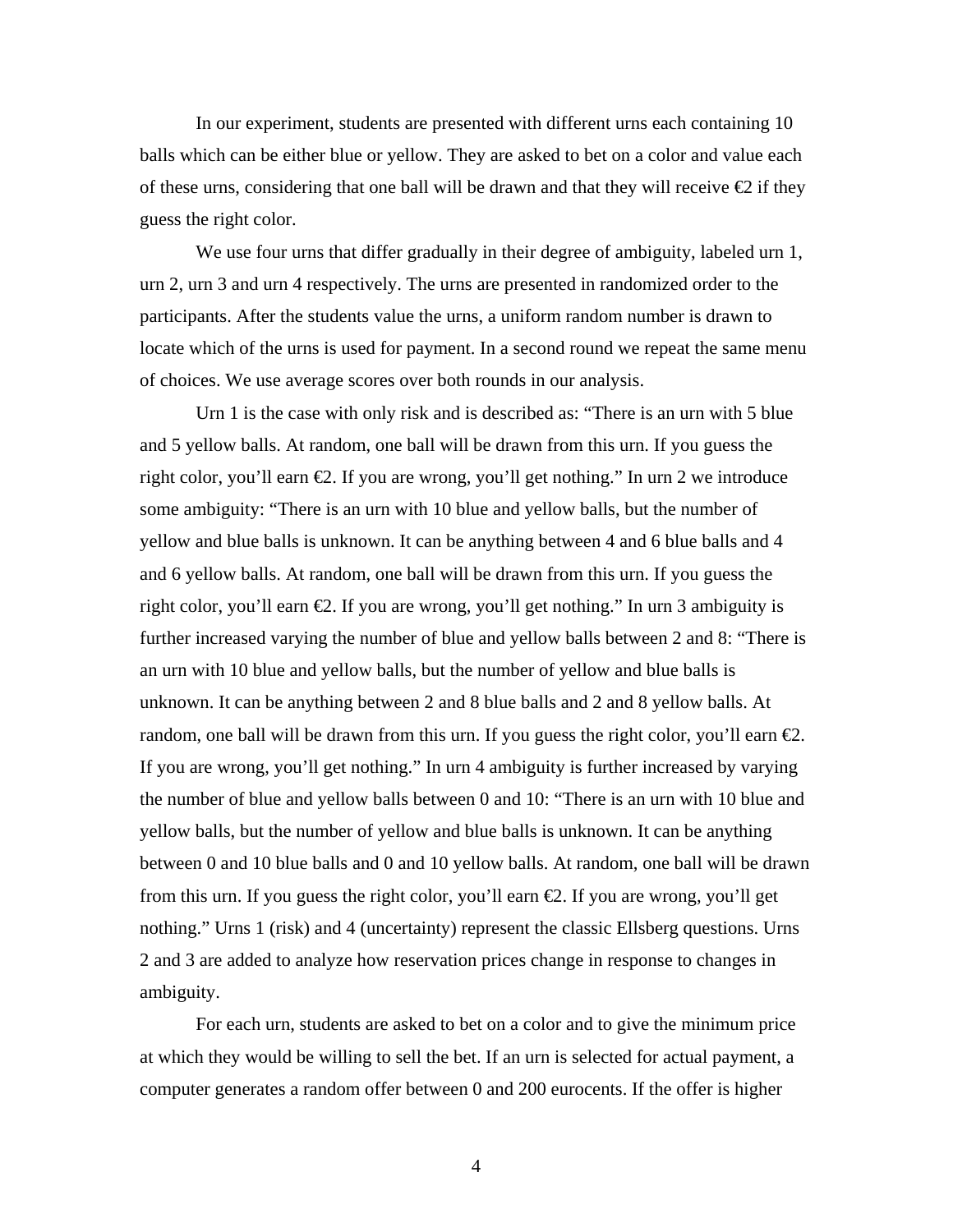In our experiment, students are presented with different urns each containing 10 balls which can be either blue or yellow. They are asked to bet on a color and value each of these urns, considering that one ball will be drawn and that they will receive €2 if they guess the right color.

We use four urns that differ gradually in their degree of ambiguity, labeled urn 1, urn 2, urn 3 and urn 4 respectively. The urns are presented in randomized order to the participants. After the students value the urns, a uniform random number is drawn to locate which of the urns is used for payment. In a second round we repeat the same menu of choices. We use average scores over both rounds in our analysis.

Urn 1 is the case with only risk and is described as: "There is an urn with 5 blue and 5 yellow balls. At random, one ball will be drawn from this urn. If you guess the right color, you'll earn €2. If you are wrong, you'll get nothing." In urn 2 we introduce some ambiguity: "There is an urn with 10 blue and yellow balls, but the number of yellow and blue balls is unknown. It can be anything between 4 and 6 blue balls and 4 and 6 yellow balls. At random, one ball will be drawn from this urn. If you guess the right color, you'll earn €2. If you are wrong, you'll get nothing." In urn 3 ambiguity is further increased varying the number of blue and yellow balls between 2 and 8: "There is an urn with 10 blue and yellow balls, but the number of yellow and blue balls is unknown. It can be anything between 2 and 8 blue balls and 2 and 8 yellow balls. At random, one ball will be drawn from this urn. If you guess the right color, you'll earn €2. If you are wrong, you'll get nothing." In urn 4 ambiguity is further increased by varying the number of blue and yellow balls between 0 and 10: "There is an urn with 10 blue and yellow balls, but the number of yellow and blue balls is unknown. It can be anything between 0 and 10 blue balls and 0 and 10 yellow balls. At random, one ball will be drawn from this urn. If you guess the right color, you'll earn €2. If you are wrong, you'll get nothing." Urns 1 (risk) and 4 (uncertainty) represent the classic Ellsberg questions. Urns 2 and 3 are added to analyze how reservation prices change in response to changes in ambiguity.

For each urn, students are asked to bet on a color and to give the minimum price at which they would be willing to sell the bet. If an urn is selected for actual payment, a computer generates a random offer between 0 and 200 eurocents. If the offer is higher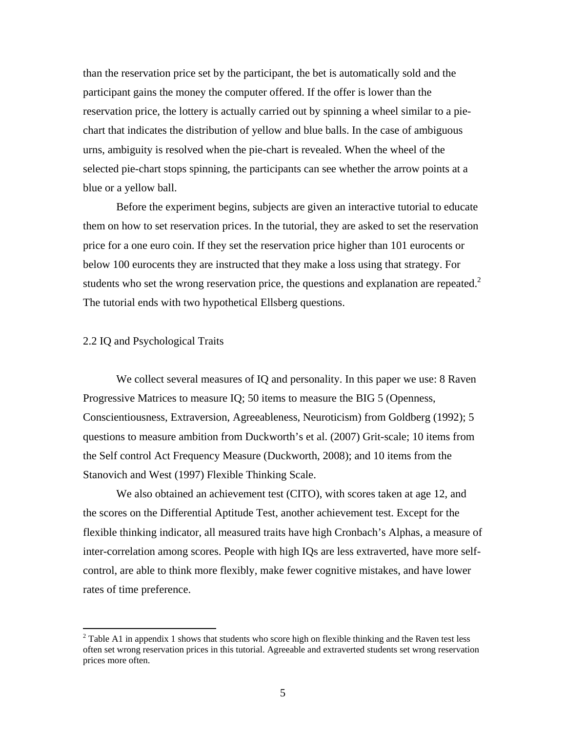than the reservation price set by the participant, the bet is automatically sold and the participant gains the money the computer offered. If the offer is lower than the reservation price, the lottery is actually carried out by spinning a wheel similar to a pie-chart that indicates the distribution of yellow and blue balls. In the case of ambiguous urns, ambiguity is resolved when the pie-chart is revealed. When the wheel of the selected pie-chart stops spinning, the participants can see whether the arrow points at a blue or a yellow ball.

Before the experiment begins, subjects are given an interactive tutorial to educate them on how to set reservation prices. In the tutorial, they are asked to set the reservation price for a one euro coin. If they set the reservation price higher than 101 eurocents or below 100 eurocents they are instructed that they make a loss using that strategy. For students who set the wrong reservation price, the questions and explanation are repeated.[2] The tutorial ends with two hypothetical Ellsberg questions.

## 2.2 IQ and Psychological Traits

We collect several measures of IQ and personality. In this paper we use: 8 Raven Progressive Matrices to measure IQ; 50 items to measure the BIG 5 (Openness, Conscientiousness, Extraversion, Agreeableness, Neuroticism) from Goldberg (1992); 5 questions to measure ambition from Duckworth's et al. (2007) Grit-scale; 10 items from the Self control Act Frequency Measure (Duckworth, 2008); and 10 items from the Stanovich and West (1997) Flexible Thinking Scale.

We also obtained an achievement test (CITO), with scores taken at age 12, and the scores on the Differential Aptitude Test, another achievement test. Except for the flexible thinking indicator, all measured traits have high Cronbach's Alphas, a measure of inter-correlation among scores. People with high IQs are less extraverted, have more self-control, are able to think more flexibly, make fewer cognitive mistakes, and have lower rates of time preference.

[2] Table A1 in appendix 1 shows that students who score high on flexible thinking and the Raven test less often set wrong reservation prices in this tutorial. Agreeable and extraverted students set wrong reservation prices more often.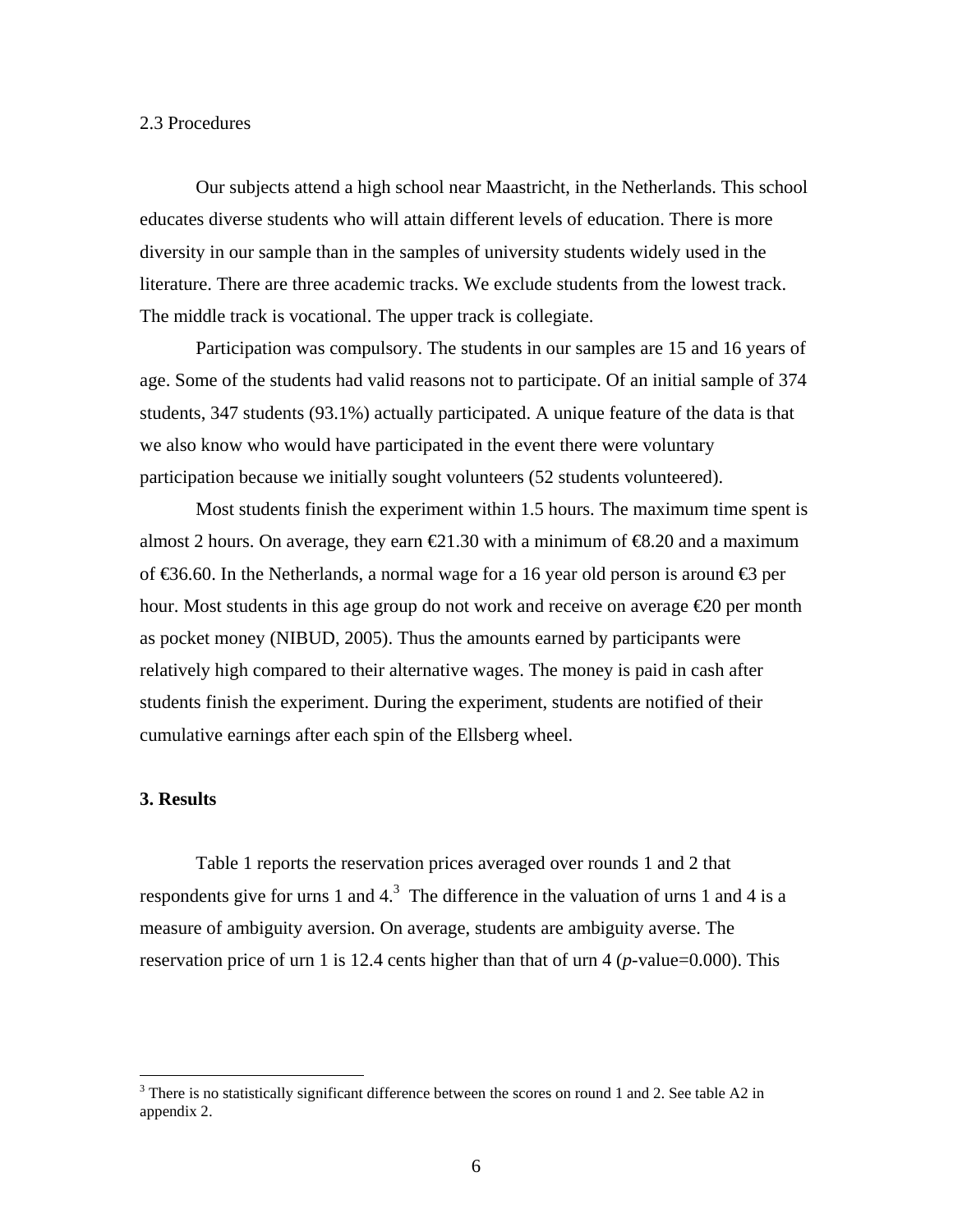### 2.3 Procedures

Our subjects attend a high school near Maastricht, in the Netherlands. This school educates diverse students who will attain different levels of education. There is more diversity in our sample than in the samples of university students widely used in the literature. There are three academic tracks. We exclude students from the lowest track. The middle track is vocational. The upper track is collegiate.

Participation was compulsory. The students in our samples are 15 and 16 years of age. Some of the students had valid reasons not to participate. Of an initial sample of 374 students, 347 students (93.1%) actually participated. A unique feature of the data is that we also know who would have participated in the event there were voluntary participation because we initially sought volunteers (52 students volunteered).

Most students finish the experiment within 1.5 hours. The maximum time spent is almost 2 hours. On average, they earn €21.30 with a minimum of €8.20 and a maximum of €36.60. In the Netherlands, a normal wage for a 16 year old person is around €3 per hour. Most students in this age group do not work and receive on average €20 per month as pocket money (NIBUD, 2005). Thus the amounts earned by participants were relatively high compared to their alternative wages. The money is paid in cash after students finish the experiment. During the experiment, students are notified of their cumulative earnings after each spin of the Ellsberg wheel.

## 3. Results

Table 1 reports the reservation prices averaged over rounds 1 and 2 that respondents give for urns 1 and 4.[3] The difference in the valuation of urns 1 and 4 is a measure of ambiguity aversion. On average, students are ambiguity averse. The reservation price of urn 1 is 12.4 cents higher than that of urn 4 (*p*-value=0.000). This

[3] There is no statistically significant difference between the scores on round 1 and 2. See table A2 in appendix 2.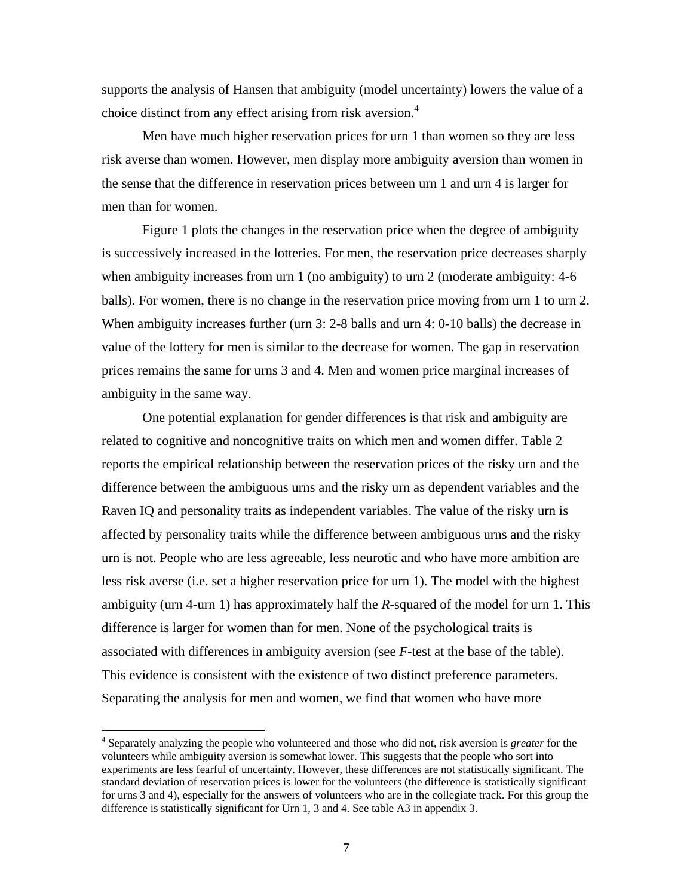supports the analysis of Hansen that ambiguity (model uncertainty) lowers the value of a choice distinct from any effect arising from risk aversion.[4]

Men have much higher reservation prices for urn 1 than women so they are less risk averse than women. However, men display more ambiguity aversion than women in the sense that the difference in reservation prices between urn 1 and urn 4 is larger for men than for women.

Figure 1 plots the changes in the reservation price when the degree of ambiguity is successively increased in the lotteries. For men, the reservation price decreases sharply when ambiguity increases from urn 1 (no ambiguity) to urn 2 (moderate ambiguity: 4-6 balls). For women, there is no change in the reservation price moving from urn 1 to urn 2. When ambiguity increases further (urn 3: 2-8 balls and urn 4: 0-10 balls) the decrease in value of the lottery for men is similar to the decrease for women. The gap in reservation prices remains the same for urns 3 and 4. Men and women price marginal increases of ambiguity in the same way.

One potential explanation for gender differences is that risk and ambiguity are related to cognitive and noncognitive traits on which men and women differ. Table 2 reports the empirical relationship between the reservation prices of the risky urn and the difference between the ambiguous urns and the risky urn as dependent variables and the Raven IQ and personality traits as independent variables. The value of the risky urn is affected by personality traits while the difference between ambiguous urns and the risky urn is not. People who are less agreeable, less neurotic and who have more ambition are less risk averse (i.e. set a higher reservation price for urn 1). The model with the highest ambiguity (urn 4-urn 1) has approximately half the $R$-squared of the model for urn 1. This difference is larger for women than for men. None of the psychological traits is associated with differences in ambiguity aversion (see $F$-test at the base of the table). This evidence is consistent with the existence of two distinct preference parameters. Separating the analysis for men and women, we find that women who have more

[4] Separately analyzing the people who volunteered and those who did not, risk aversion is *greater* for the volunteers while ambiguity aversion is somewhat lower. This suggests that the people who sort into experiments are less fearful of uncertainty. However, these differences are not statistically significant. The standard deviation of reservation prices is lower for the volunteers (the difference is statistically significant for urns 3 and 4), especially for the answers of volunteers who are in the collegiate track. For this group the difference is statistically significant for Urn 1, 3 and 4. See table A3 in appendix 3.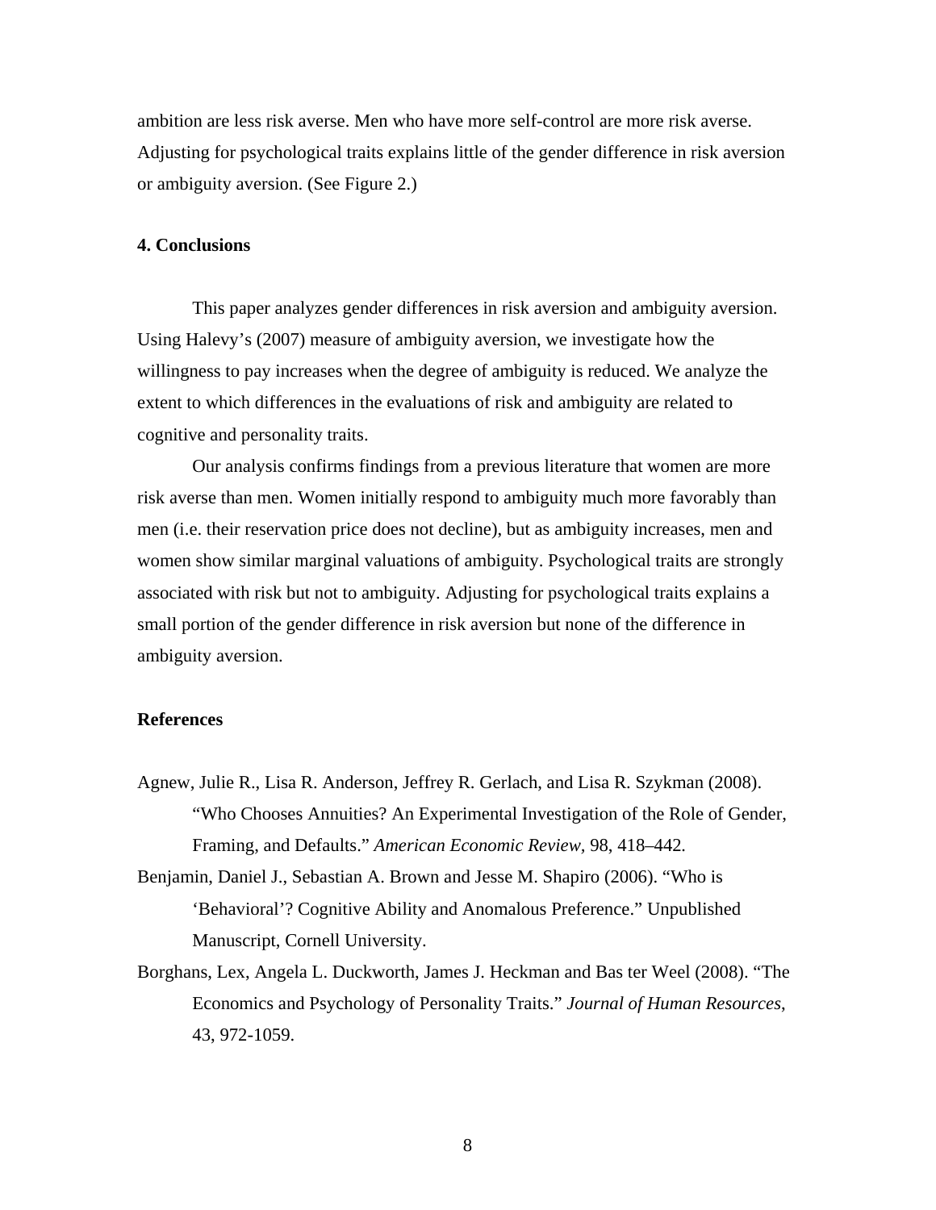ambition are less risk averse. Men who have more self-control are more risk averse. Adjusting for psychological traits explains little of the gender difference in risk aversion or ambiguity aversion. (See Figure 2.)

## 4. Conclusions

This paper analyzes gender differences in risk aversion and ambiguity aversion. Using Halevy's (2007) measure of ambiguity aversion, we investigate how the willingness to pay increases when the degree of ambiguity is reduced. We analyze the extent to which differences in the evaluations of risk and ambiguity are related to cognitive and personality traits.

Our analysis confirms findings from a previous literature that women are more risk averse than men. Women initially respond to ambiguity much more favorably than men (i.e. their reservation price does not decline), but as ambiguity increases, men and women show similar marginal valuations of ambiguity. Psychological traits are strongly associated with risk but not to ambiguity. Adjusting for psychological traits explains a small portion of the gender difference in risk aversion but none of the difference in ambiguity aversion.

## References

Agnew, Julie R., Lisa R. Anderson, Jeffrey R. Gerlach, and Lisa R. Szykman (2008). "Who Chooses Annuities? An Experimental Investigation of the Role of Gender, Framing, and Defaults." *American Economic Review*, 98, 418–442.

Benjamin, Daniel J., Sebastian A. Brown and Jesse M. Shapiro (2006). "Who is 'Behavioral'? Cognitive Ability and Anomalous Preference." Unpublished Manuscript, Cornell University.

Borghans, Lex, Angela L. Duckworth, James J. Heckman and Bas ter Weel (2008). "The Economics and Psychology of Personality Traits." *Journal of Human Resources*, 43, 972-1059.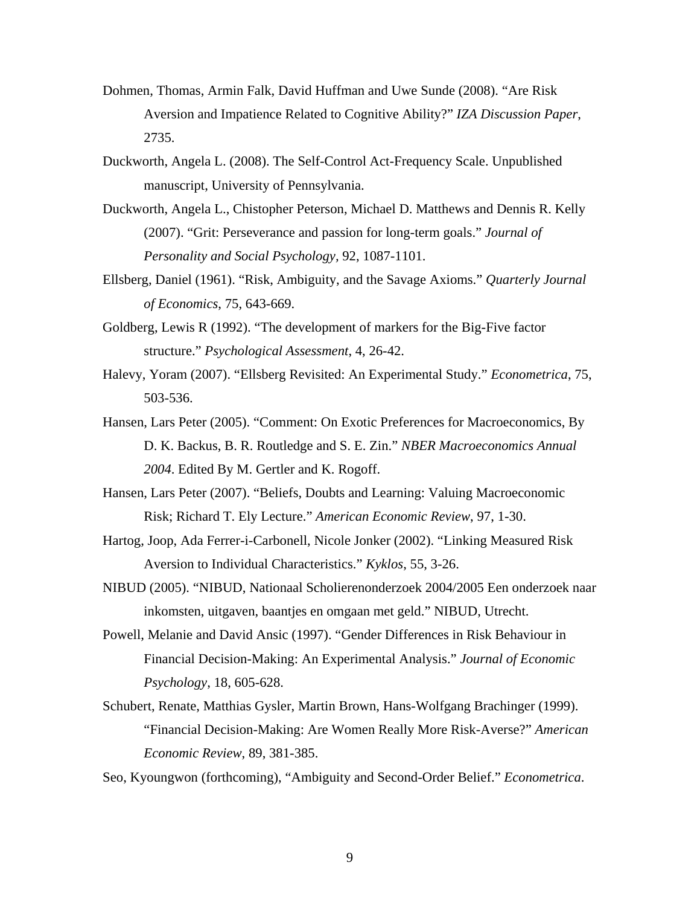Dohmen, Thomas, Armin Falk, David Huffman and Uwe Sunde (2008). "Are Risk Aversion and Impatience Related to Cognitive Ability?" *IZA Discussion Paper*, 2735.

Duckworth, Angela L. (2008). The Self-Control Act-Frequency Scale. Unpublished manuscript, University of Pennsylvania.

Duckworth, Angela L., Chistopher Peterson, Michael D. Matthews and Dennis R. Kelly (2007). "Grit: Perseverance and passion for long-term goals." *Journal of Personality and Social Psychology*, 92, 1087-1101.

Ellsberg, Daniel (1961). "Risk, Ambiguity, and the Savage Axioms." *Quarterly Journal of Economics*, 75, 643-669.

Goldberg, Lewis R (1992). "The development of markers for the Big-Five factor structure." *Psychological Assessment*, 4, 26-42.

Halevy, Yoram (2007). "Ellsberg Revisited: An Experimental Study." *Econometrica*, 75, 503-536.

Hansen, Lars Peter (2005). "Comment: On Exotic Preferences for Macroeconomics, By D. K. Backus, B. R. Routledge and S. E. Zin." *NBER Macroeconomics Annual 2004*. Edited By M. Gertler and K. Rogoff.

Hansen, Lars Peter (2007). "Beliefs, Doubts and Learning: Valuing Macroeconomic Risk; Richard T. Ely Lecture." *American Economic Review*, 97, 1-30.

Hartog, Joop, Ada Ferrer-i-Carbonell, Nicole Jonker (2002). "Linking Measured Risk Aversion to Individual Characteristics." *Kyklos*, 55, 3-26.

NIBUD (2005). "NIBUD, Nationaal Scholierenonderzoek 2004/2005 Een onderzoek naar inkomsten, uitgaven, baantjes en omgaan met geld." NIBUD, Utrecht.

Powell, Melanie and David Ansic (1997). "Gender Differences in Risk Behaviour in Financial Decision-Making: An Experimental Analysis." *Journal of Economic Psychology*, 18, 605-628.

Schubert, Renate, Matthias Gysler, Martin Brown, Hans-Wolfgang Brachinger (1999). "Financial Decision-Making: Are Women Really More Risk-Averse?" *American Economic Review*, 89, 381-385.

Seo, Kyoungwon (forthcoming), "Ambiguity and Second-Order Belief." *Econometrica*.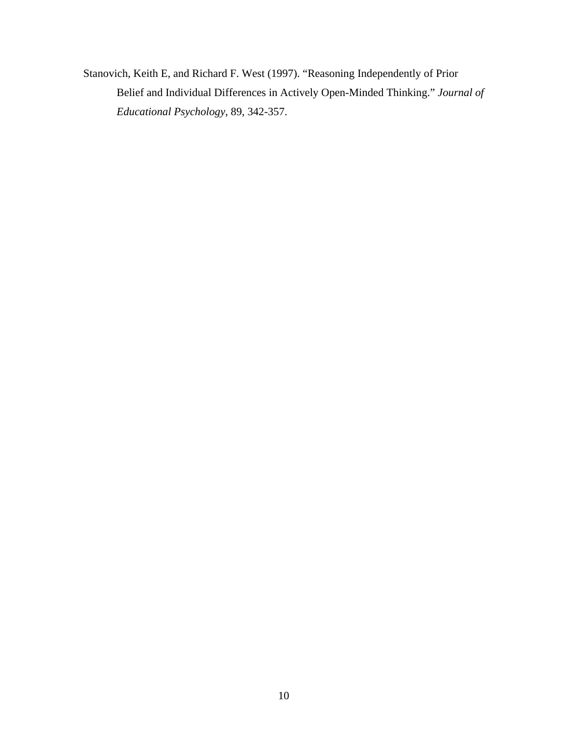Stanovich, Keith E, and Richard F. West (1997). “Reasoning Independently of Prior Belief and Individual Differences in Actively Open-Minded Thinking.” *Journal of Educational Psychology*, 89, 342-357.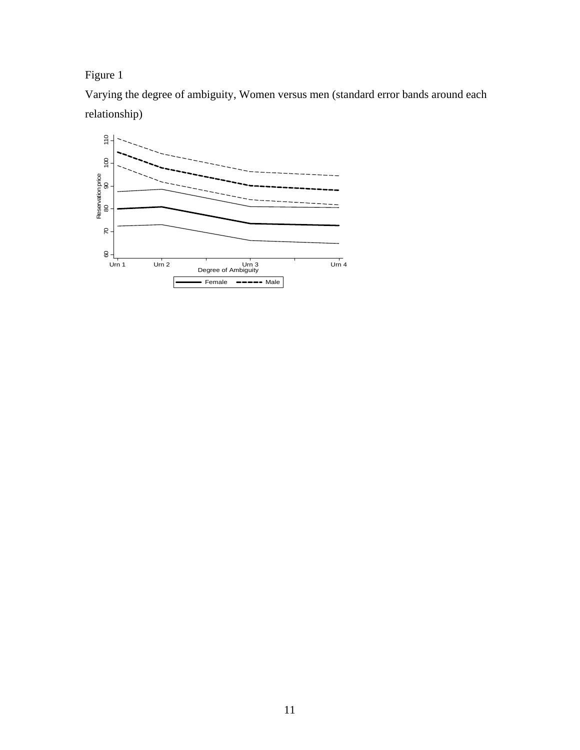Figure 1

Varying the degree of ambiguity, Women versus men (standard error bands around each relationship)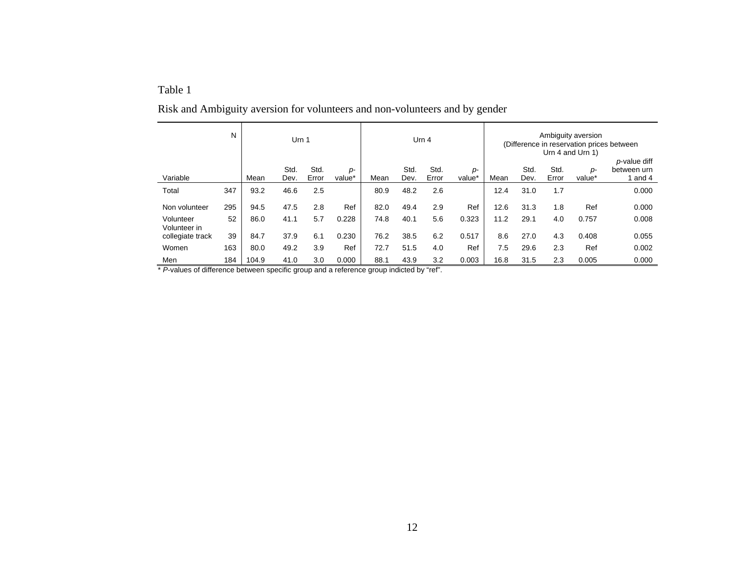Table 1

Risk and Ambiguity aversion for volunteers and non-volunteers and by gender

| Variable | N | Urn 1 | | | | Urn 4 | | | | Ambiguity aversion (Difference in reservation prices between Urn 4 and Urn 1) | | | | |
|---|---|---|---|---|---|---|---|---|---|---|---|---|---|---|
| | | Mean | Std. Dev. | Std. Error | *p*-value* | Mean | Std. Dev. | Std. Error | *p*-value* | Mean | Std. Dev. | Std. Error | *p*-value* | *p*-value diff between urn 1 and 4 |
| Total | 347 | 93.2 | 46.6 | 2.5 | | 80.9 | 48.2 | 2.6 | | 12.4 | 31.0 | 1.7 | | 0.000 |
| Non volunteer | 295 | 94.5 | 47.5 | 2.8 | Ref | 82.0 | 49.4 | 2.9 | Ref | 12.6 | 31.3 | 1.8 | Ref | 0.000 |
| Volunteer | 52 | 86.0 | 41.1 | 5.7 | 0.228 | 74.8 | 40.1 | 5.6 | 0.323 | 11.2 | 29.1 | 4.0 | 0.757 | 0.008 |
| Volunteer in collegiate track | 39 | 84.7 | 37.9 | 6.1 | 0.230 | 76.2 | 38.5 | 6.2 | 0.517 | 8.6 | 27.0 | 4.3 | 0.408 | 0.055 |
| Women | 163 | 80.0 | 49.2 | 3.9 | Ref | 72.7 | 51.5 | 4.0 | Ref | 7.5 | 29.6 | 2.3 | Ref | 0.002 |
| Men | 184 | 104.9 | 41.0 | 3.0 | 0.000 | 88.1 | 43.9 | 3.2 | 0.003 | 16.8 | 31.5 | 2.3 | 0.005 | 0.000 |

* *P*-values of difference between specific group and a reference group indicted by "ref".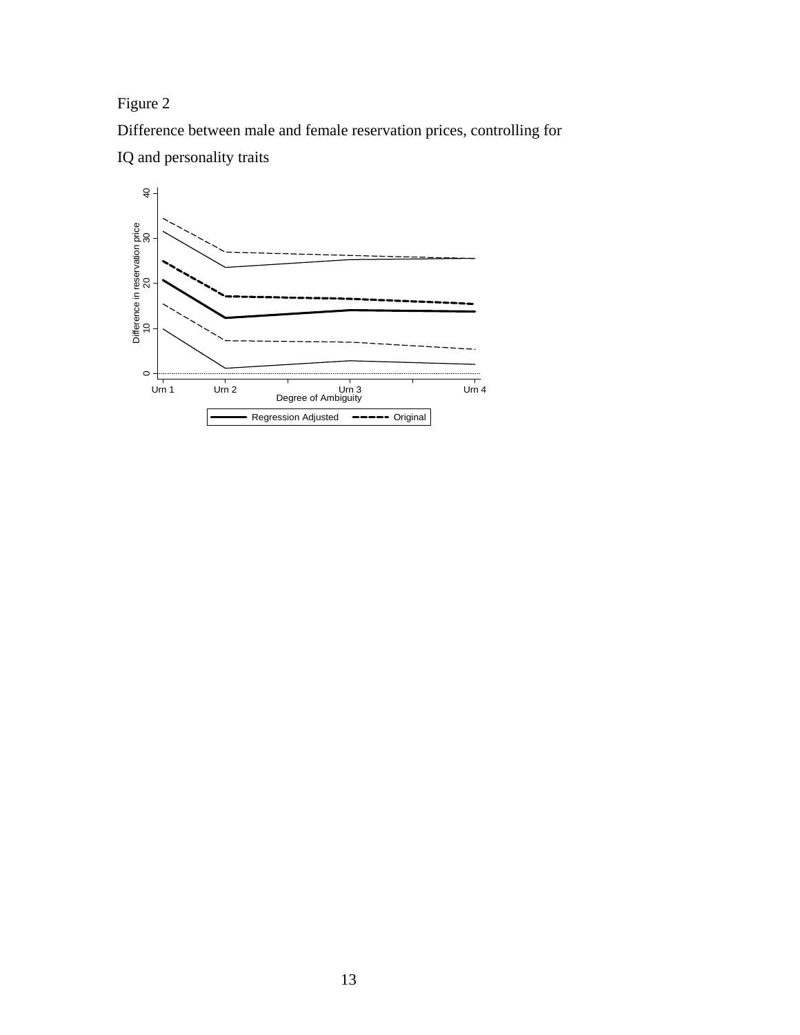Figure 2

Difference between male and female reservation prices, controlling for IQ and personality traits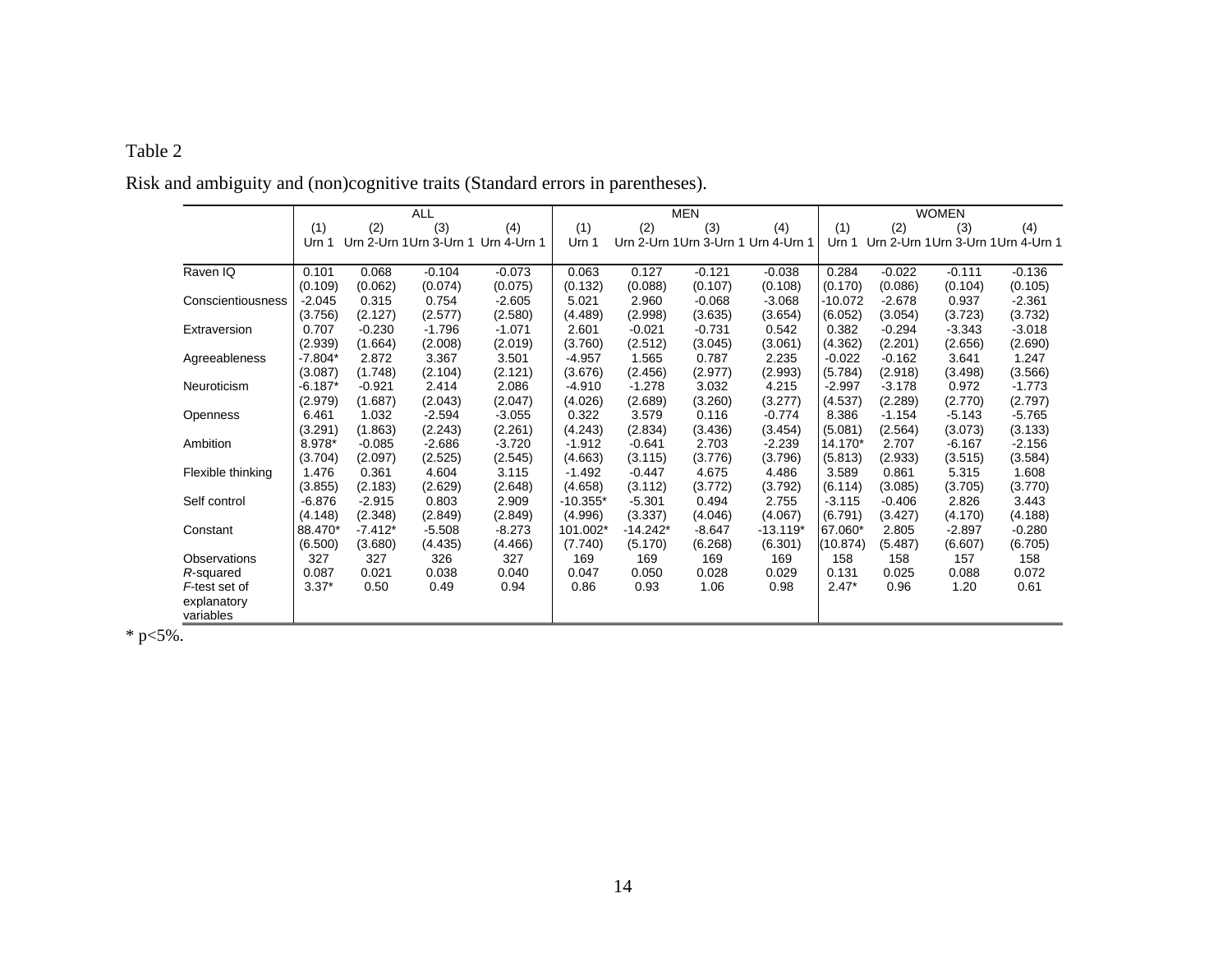Table 2

Risk and ambiguity and (non)cognitive traits (Standard errors in parentheses).

| | ALL | | | | MEN | | | | WOMEN | | | |
|---|---|---|---|---|---|---|---|---|---|---|---|---|
| | (1) | (2) | (3) | (4) | (1) | (2) | (3) | (4) | (1) | (2) | (3) | (4) |
| | Urn 1 | Urn 2-Urn 1 | Urn 3-Urn 1 | Urn 4-Urn 1 | Urn 1 | Urn 2-Urn 1 | Urn 3-Urn 1 | Urn 4-Urn 1 | Urn 1 | Urn 2-Urn 1 | Urn 3-Urn 1 | Urn 4-Urn 1 |
| Raven IQ | 0.101 | 0.068 | -0.104 | -0.073 | 0.063 | 0.127 | -0.121 | -0.038 | 0.284 | -0.022 | -0.111 | -0.136 |
| | (0.109) | (0.062) | (0.074) | (0.075) | (0.132) | (0.088) | (0.107) | (0.108) | (0.170) | (0.086) | (0.104) | (0.105) |
| Conscientiousness | -2.045 | 0.315 | 0.754 | -2.605 | 5.021 | 2.960 | -0.068 | -3.068 | -10.072 | -2.678 | 0.937 | -2.361 |
| | (3.756) | (2.127) | (2.577) | (2.580) | (4.489) | (2.998) | (3.635) | (3.654) | (6.052) | (3.054) | (3.723) | (3.732) |
| Extraversion | 0.707 | -0.230 | -1.796 | -1.071 | 2.601 | -0.021 | -0.731 | 0.542 | 0.382 | -0.294 | -3.343 | -3.018 |
| | (2.939) | (1.664) | (2.008) | (2.019) | (3.760) | (2.512) | (3.045) | (3.061) | (4.362) | (2.201) | (2.656) | (2.690) |
| Agreeableness | -7.804* | 2.872 | 3.367 | 3.501 | -4.957 | 1.565 | 0.787 | 2.235 | -0.022 | -0.162 | 3.641 | 1.247 |
| | (3.087) | (1.748) | (2.104) | (2.121) | (3.676) | (2.456) | (2.977) | (2.993) | (5.784) | (2.918) | (3.498) | (3.566) |
| Neuroticism | -6.187* | -0.921 | 2.414 | 2.086 | -4.910 | -1.278 | 3.032 | 4.215 | -2.997 | -3.178 | 0.972 | -1.773 |
| | (2.979) | (1.687) | (2.043) | (2.047) | (4.026) | (2.689) | (3.260) | (3.277) | (4.537) | (2.289) | (2.770) | (2.797) |
| Openness | 6.461 | 1.032 | -2.594 | -3.055 | 0.322 | 3.579 | 0.116 | -0.774 | 8.386 | -1.154 | -5.143 | -5.765 |
| | (3.291) | (1.863) | (2.243) | (2.261) | (4.243) | (2.834) | (3.436) | (3.454) | (5.081) | (2.564) | (3.073) | (3.133) |
| Ambition | 8.978* | -0.085 | -2.686 | -3.720 | -1.912 | -0.641 | 2.703 | -2.239 | 14.170* | 2.707 | -6.167 | -2.156 |
| | (3.704) | (2.097) | (2.525) | (2.545) | (4.663) | (3.115) | (3.776) | (3.796) | (5.813) | (2.933) | (3.515) | (3.584) |
| Flexible thinking | 1.476 | 0.361 | 4.604 | 3.115 | -1.492 | -0.447 | 4.675 | 4.486 | 3.589 | 0.861 | 5.315 | 1.608 |
| | (3.855) | (2.183) | (2.629) | (2.648) | (4.658) | (3.112) | (3.772) | (3.792) | (6.114) | (3.085) | (3.705) | (3.770) |
| Self control | -6.876 | -2.915 | 0.803 | 2.909 | -10.355* | -5.301 | 0.494 | 2.755 | -3.115 | -0.406 | 2.826 | 3.443 |
| | (4.148) | (2.348) | (2.849) | (2.849) | (4.996) | (3.337) | (4.046) | (4.067) | (6.791) | (3.427) | (4.170) | (4.188) |
| Constant | 88.470* | -7.412* | -5.508 | -8.273 | 101.002* | -14.242* | -8.647 | -13.119* | 67.060* | 2.805 | -2.897 | -0.280 |
| | (6.500) | (3.680) | (4.435) | (4.466) | (7.740) | (5.170) | (6.268) | (6.301) | (10.874) | (5.487) | (6.607) | (6.705) |
| Observations | 327 | 327 | 326 | 327 | 169 | 169 | 169 | 169 | 158 | 158 | 157 | 158 |
| *R*-squared | 0.087 | 0.021 | 0.038 | 0.040 | 0.047 | 0.050 | 0.028 | 0.029 | 0.131 | 0.025 | 0.088 | 0.072 |
| *F*-test set of explanatory variables | 3.37* | 0.50 | 0.49 | 0.94 | 0.86 | 0.93 | 1.06 | 0.98 | 2.47* | 0.96 | 1.20 | 0.61 |

* p<5%.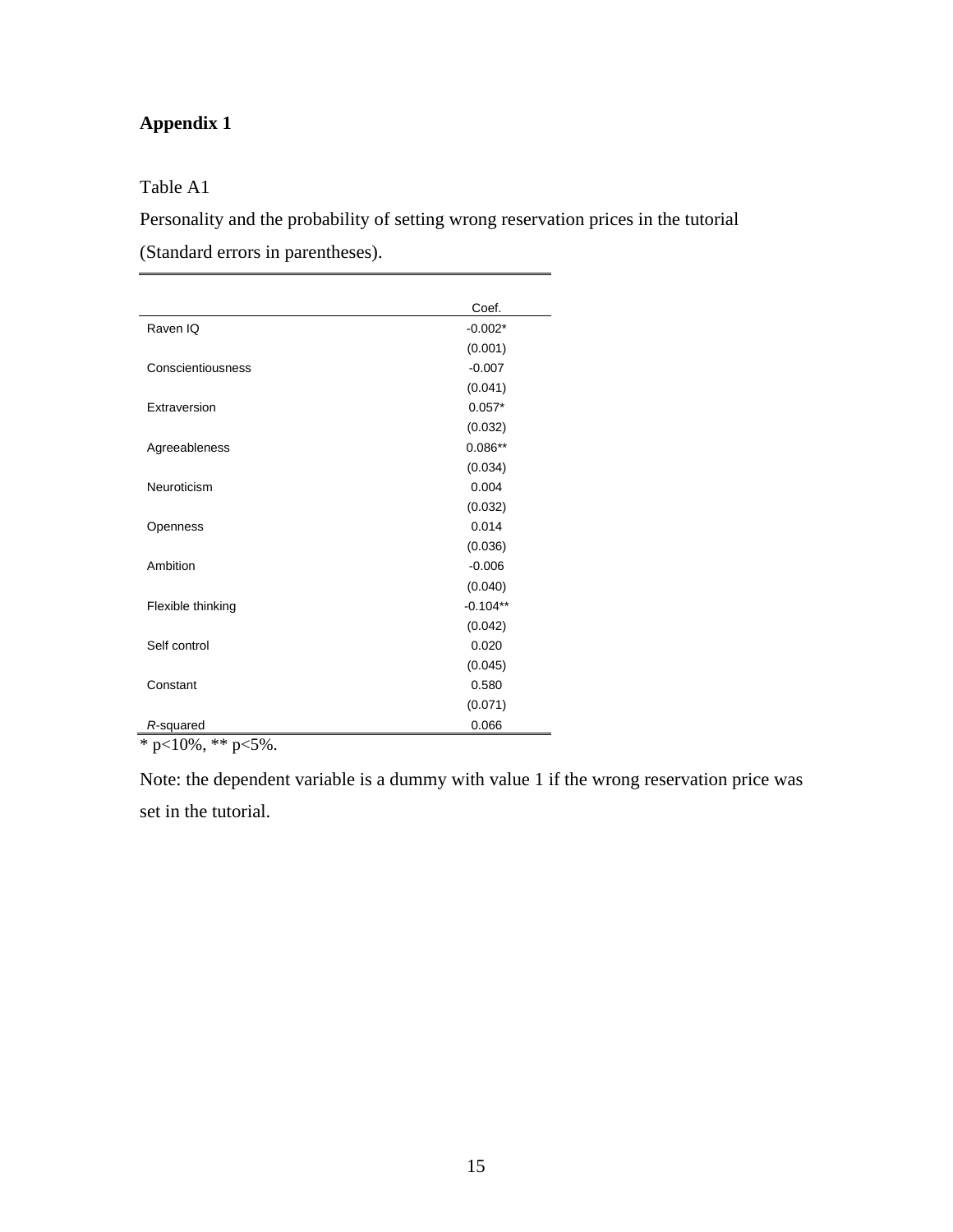## Appendix 1

Table A1

Personality and the probability of setting wrong reservation prices in the tutorial (Standard errors in parentheses).

| | Coef. |
|---|---|
| Raven IQ | -0.002* |
| | (0.001) |
| Conscientiousness | -0.007 |
| | (0.041) |
| Extraversion | 0.057* |
| | (0.032) |
| Agreeableness | 0.086** |
| | (0.034) |
| Neuroticism | 0.004 |
| | (0.032) |
| Openness | 0.014 |
| | (0.036) |
| Ambition | -0.006 |
| | (0.040) |
| Flexible thinking | -0.104** |
| | (0.042) |
| Self control | 0.020 |
| | (0.045) |
| Constant | 0.580 |
| | (0.071) |
| *R*-squared | 0.066 |

* p<10%, ** p<5%.

Note: the dependent variable is a dummy with value 1 if the wrong reservation price was set in the tutorial.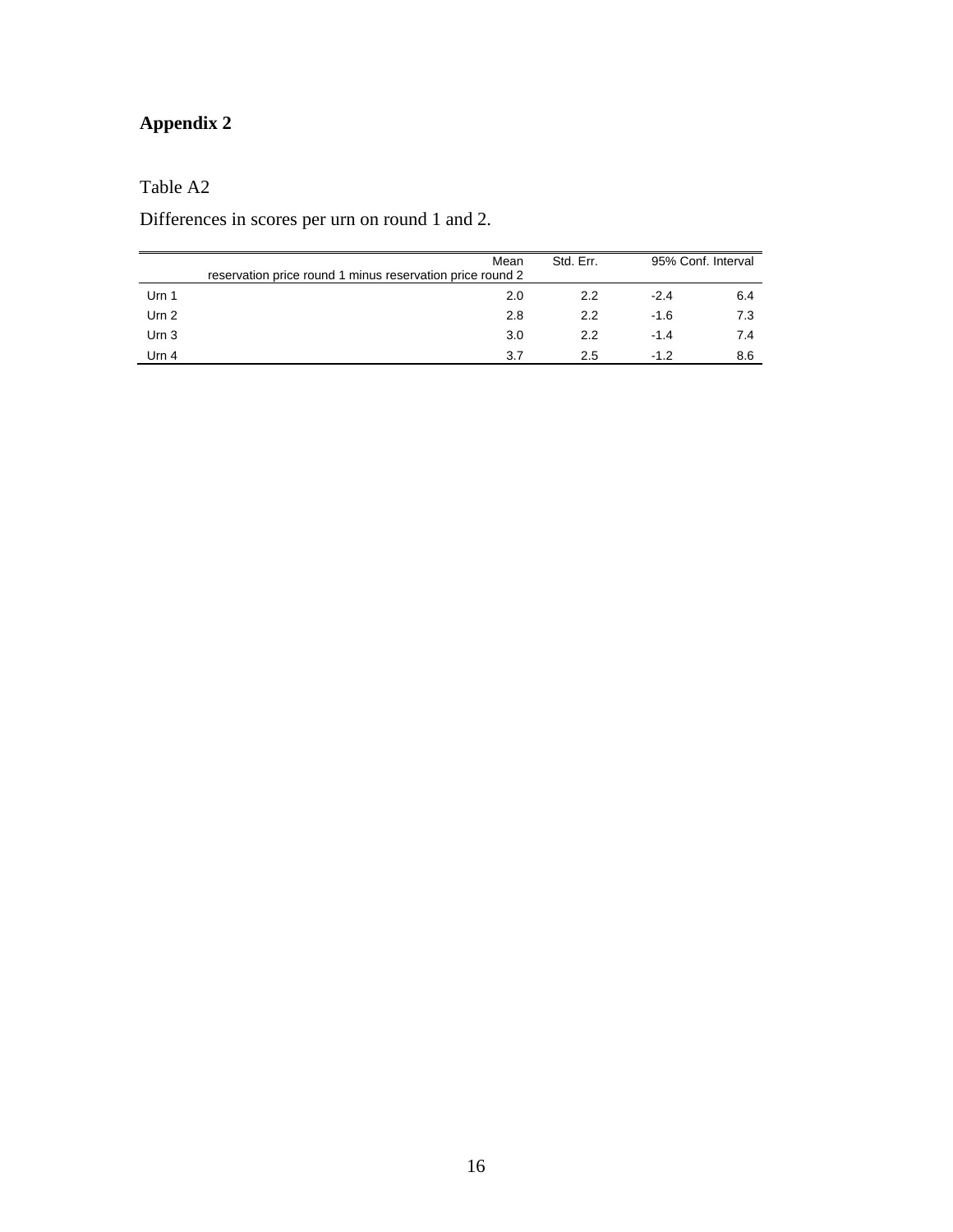# Appendix 2

Table A2

Differences in scores per urn on round 1 and 2.

| | Mean<br>reservation price round 1 minus reservation price round 2 | Std. Err. | 95% Conf. Interval | |
|---|---|---|---|---|
| Urn 1 | 2.0 | 2.2 | -2.4 | 6.4 |
| Urn 2 | 2.8 | 2.2 | -1.6 | 7.3 |
| Urn 3 | 3.0 | 2.2 | -1.4 | 7.4 |
| Urn 4 | 3.7 | 2.5 | -1.2 | 8.6 |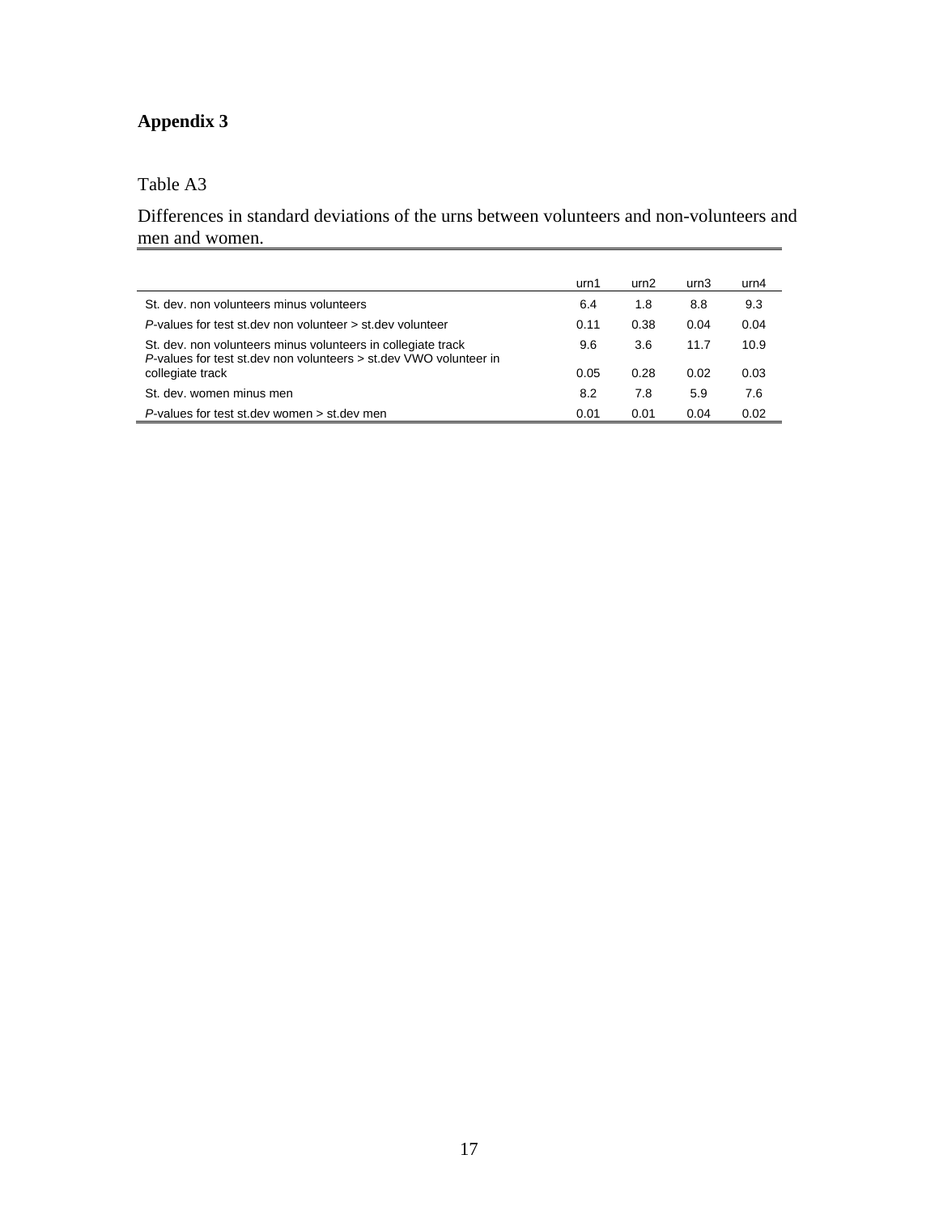# Appendix 3

Table A3

Differences in standard deviations of the urns between volunteers and non-volunteers and men and women.

| | urn1 | urn2 | urn3 | urn4 |
|---|---|---|---|---|
| St. dev. non volunteers minus volunteers | 6.4 | 1.8 | 8.8 | 9.3 |
| *P*-values for test st.dev non volunteer > st.dev volunteer | 0.11 | 0.38 | 0.04 | 0.04 |
| St. dev. non volunteers minus volunteers in collegiate track | 9.6 | 3.6 | 11.7 | 10.9 |
| *P*-values for test st.dev non volunteers > st.dev VWO volunteer in collegiate track | 0.05 | 0.28 | 0.02 | 0.03 |
| St. dev. women minus men | 8.2 | 7.8 | 5.9 | 7.6 |
| *P*-values for test st.dev women > st.dev men | 0.01 | 0.01 | 0.04 | 0.02 |